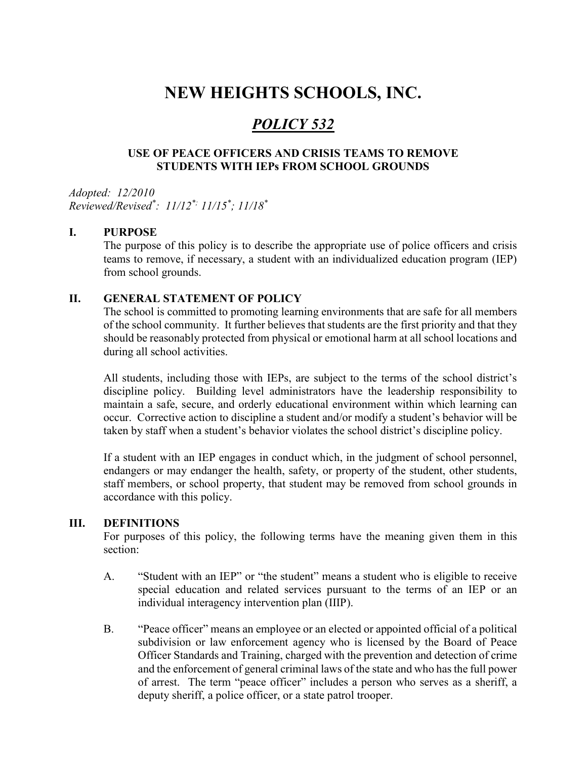# NEW HEIGHTS SCHOOLS, INC.

## *POLICY 532*

### USE OF PEACE OFFICERS AND CRISIS TEAMS TO REMOVE STUDENTS WITH IEPs FROM SCHOOL GROUNDS

*Adopted: 12/2010*
*Reviewed/Revised*: 11/12*; 11/15*; 11/18**

## I. PURPOSE

The purpose of this policy is to describe the appropriate use of police officers and crisis teams to remove, if necessary, a student with an individualized education program (IEP) from school grounds.

## II. GENERAL STATEMENT OF POLICY

The school is committed to promoting learning environments that are safe for all members of the school community. It further believes that students are the first priority and that they should be reasonably protected from physical or emotional harm at all school locations and during all school activities.

All students, including those with IEPs, are subject to the terms of the school district's discipline policy. Building level administrators have the leadership responsibility to maintain a safe, secure, and orderly educational environment within which learning can occur. Corrective action to discipline a student and/or modify a student's behavior will be taken by staff when a student's behavior violates the school district's discipline policy.

If a student with an IEP engages in conduct which, in the judgment of school personnel, endangers or may endanger the health, safety, or property of the student, other students, staff members, or school property, that student may be removed from school grounds in accordance with this policy.

## III. DEFINITIONS

For purposes of this policy, the following terms have the meaning given them in this section:

A. "Student with an IEP" or "the student" means a student who is eligible to receive special education and related services pursuant to the terms of an IEP or an individual interagency intervention plan (IIIP).

B. "Peace officer" means an employee or an elected or appointed official of a political subdivision or law enforcement agency who is licensed by the Board of Peace Officer Standards and Training, charged with the prevention and detection of crime and the enforcement of general criminal laws of the state and who has the full power of arrest. The term "peace officer" includes a person who serves as a sheriff, a deputy sheriff, a police officer, or a state patrol trooper.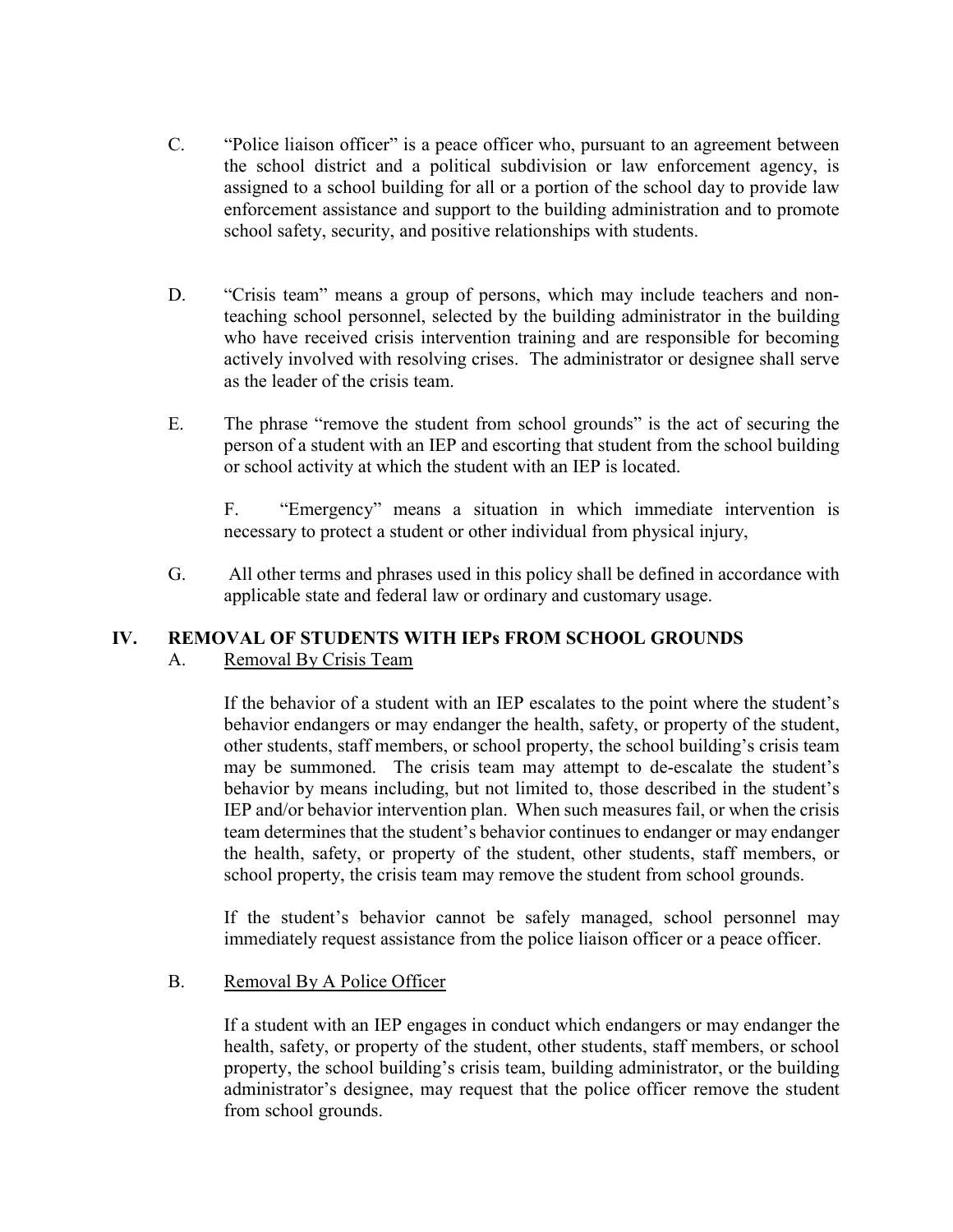C. "Police liaison officer" is a peace officer who, pursuant to an agreement between the school district and a political subdivision or law enforcement agency, is assigned to a school building for all or a portion of the school day to provide law enforcement assistance and support to the building administration and to promote school safety, security, and positive relationships with students.

D. "Crisis team" means a group of persons, which may include teachers and non-teaching school personnel, selected by the building administrator in the building who have received crisis intervention training and are responsible for becoming actively involved with resolving crises. The administrator or designee shall serve as the leader of the crisis team.

E. The phrase "remove the student from school grounds" is the act of securing the person of a student with an IEP and escorting that student from the school building or school activity at which the student with an IEP is located.

F. "Emergency" means a situation in which immediate intervention is necessary to protect a student or other individual from physical injury,

G. All other terms and phrases used in this policy shall be defined in accordance with applicable state and federal law or ordinary and customary usage.

## IV. REMOVAL OF STUDENTS WITH IEPs FROM SCHOOL GROUNDS

A. Removal By Crisis Team

If the behavior of a student with an IEP escalates to the point where the student's behavior endangers or may endanger the health, safety, or property of the student, other students, staff members, or school property, the school building's crisis team may be summoned. The crisis team may attempt to de-escalate the student's behavior by means including, but not limited to, those described in the student's IEP and/or behavior intervention plan. When such measures fail, or when the crisis team determines that the student's behavior continues to endanger or may endanger the health, safety, or property of the student, other students, staff members, or school property, the crisis team may remove the student from school grounds.

If the student's behavior cannot be safely managed, school personnel may immediately request assistance from the police liaison officer or a peace officer.

B. Removal By A Police Officer

If a student with an IEP engages in conduct which endangers or may endanger the health, safety, or property of the student, other students, staff members, or school property, the school building's crisis team, building administrator, or the building administrator's designee, may request that the police officer remove the student from school grounds.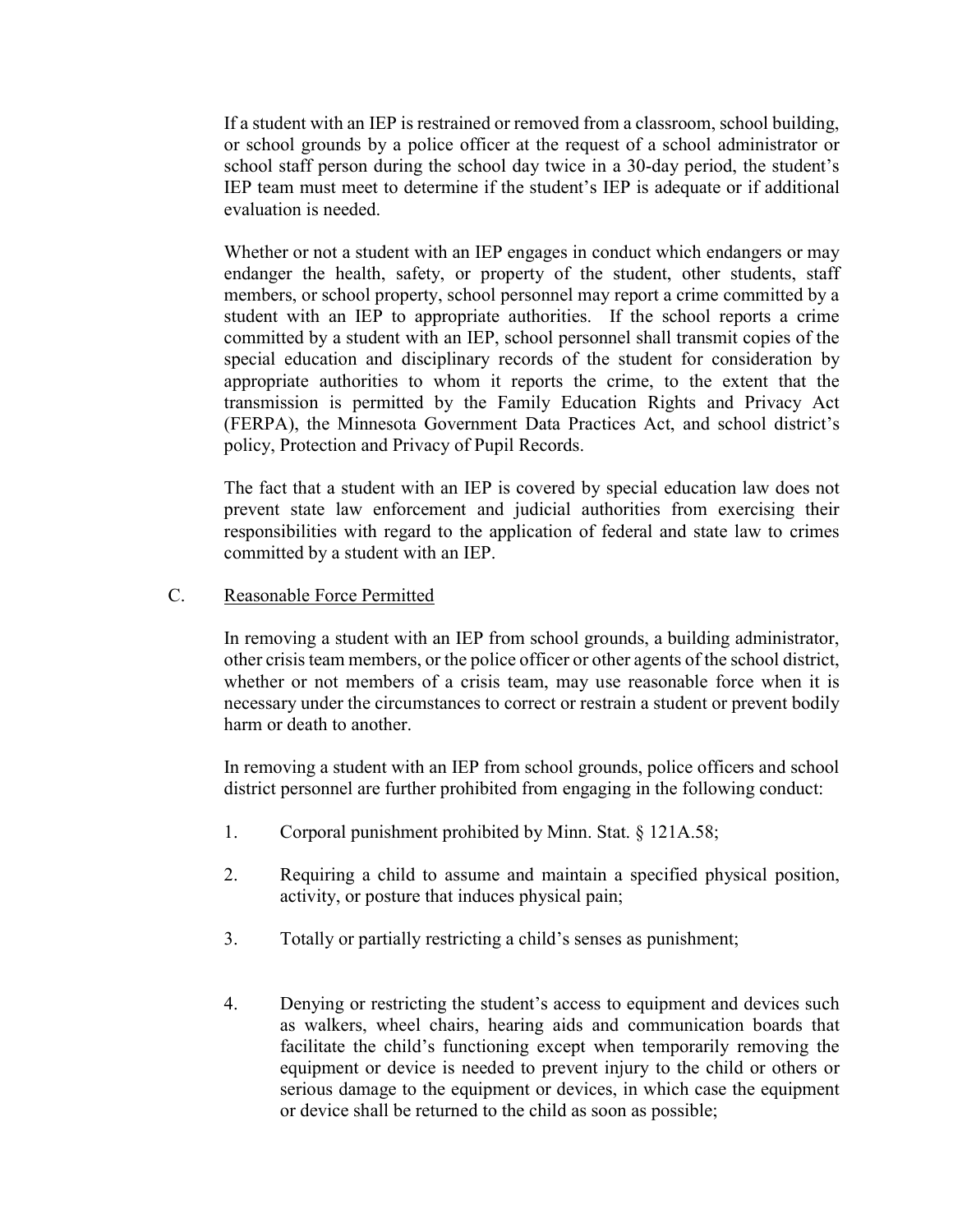If a student with an IEP is restrained or removed from a classroom, school building, or school grounds by a police officer at the request of a school administrator or school staff person during the school day twice in a 30-day period, the student's IEP team must meet to determine if the student's IEP is adequate or if additional evaluation is needed.

Whether or not a student with an IEP engages in conduct which endangers or may endanger the health, safety, or property of the student, other students, staff members, or school property, school personnel may report a crime committed by a student with an IEP to appropriate authorities. If the school reports a crime committed by a student with an IEP, school personnel shall transmit copies of the special education and disciplinary records of the student for consideration by appropriate authorities to whom it reports the crime, to the extent that the transmission is permitted by the Family Education Rights and Privacy Act (FERPA), the Minnesota Government Data Practices Act, and school district's policy, Protection and Privacy of Pupil Records.

The fact that a student with an IEP is covered by special education law does not prevent state law enforcement and judicial authorities from exercising their responsibilities with regard to the application of federal and state law to crimes committed by a student with an IEP.

C. Reasonable Force Permitted

In removing a student with an IEP from school grounds, a building administrator, other crisis team members, or the police officer or other agents of the school district, whether or not members of a crisis team, may use reasonable force when it is necessary under the circumstances to correct or restrain a student or prevent bodily harm or death to another.

In removing a student with an IEP from school grounds, police officers and school district personnel are further prohibited from engaging in the following conduct:

1. Corporal punishment prohibited by Minn. Stat. § 121A.58;

2. Requiring a child to assume and maintain a specified physical position, activity, or posture that induces physical pain;

3. Totally or partially restricting a child's senses as punishment;

4. Denying or restricting the student's access to equipment and devices such as walkers, wheel chairs, hearing aids and communication boards that facilitate the child's functioning except when temporarily removing the equipment or device is needed to prevent injury to the child or others or serious damage to the equipment or devices, in which case the equipment or device shall be returned to the child as soon as possible;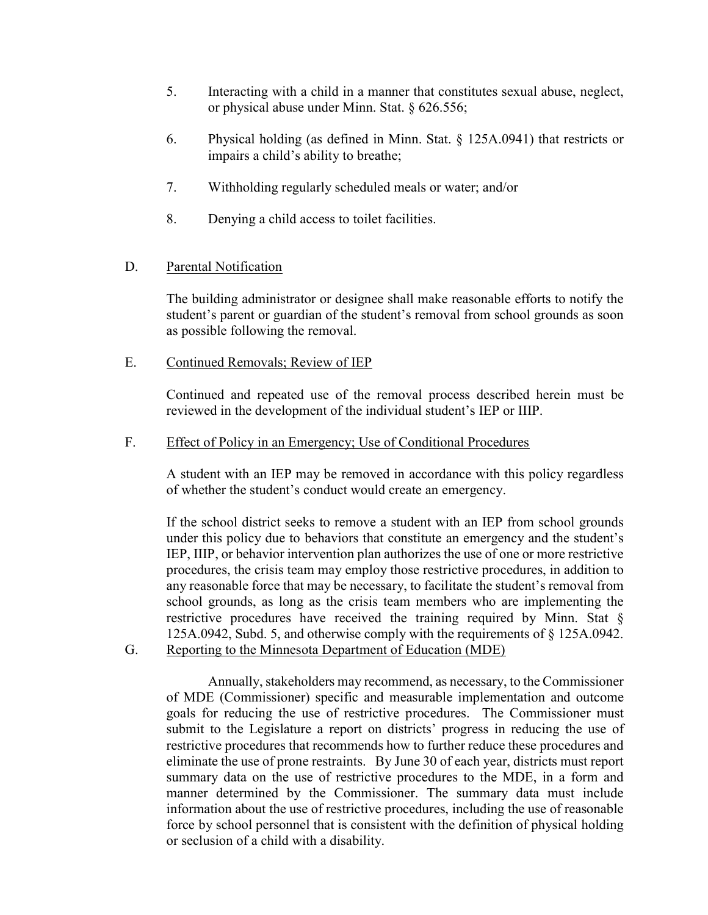5. Interacting with a child in a manner that constitutes sexual abuse, neglect, or physical abuse under Minn. Stat. § 626.556;

6. Physical holding (as defined in Minn. Stat. § 125A.0941) that restricts or impairs a child's ability to breathe;

7. Withholding regularly scheduled meals or water; and/or

8. Denying a child access to toilet facilities.

D. Parental Notification

The building administrator or designee shall make reasonable efforts to notify the student's parent or guardian of the student's removal from school grounds as soon as possible following the removal.

E. Continued Removals; Review of IEP

Continued and repeated use of the removal process described herein must be reviewed in the development of the individual student's IEP or IIIP.

F. Effect of Policy in an Emergency; Use of Conditional Procedures

A student with an IEP may be removed in accordance with this policy regardless of whether the student's conduct would create an emergency.

If the school district seeks to remove a student with an IEP from school grounds under this policy due to behaviors that constitute an emergency and the student's IEP, IIIP, or behavior intervention plan authorizes the use of one or more restrictive procedures, the crisis team may employ those restrictive procedures, in addition to any reasonable force that may be necessary, to facilitate the student's removal from school grounds, as long as the crisis team members who are implementing the restrictive procedures have received the training required by Minn. Stat § 125A.0942, Subd. 5, and otherwise comply with the requirements of § 125A.0942.

G. Reporting to the Minnesota Department of Education (MDE)

Annually, stakeholders may recommend, as necessary, to the Commissioner of MDE (Commissioner) specific and measurable implementation and outcome goals for reducing the use of restrictive procedures. The Commissioner must submit to the Legislature a report on districts' progress in reducing the use of restrictive procedures that recommends how to further reduce these procedures and eliminate the use of prone restraints. By June 30 of each year, districts must report summary data on the use of restrictive procedures to the MDE, in a form and manner determined by the Commissioner. The summary data must include information about the use of restrictive procedures, including the use of reasonable force by school personnel that is consistent with the definition of physical holding or seclusion of a child with a disability.